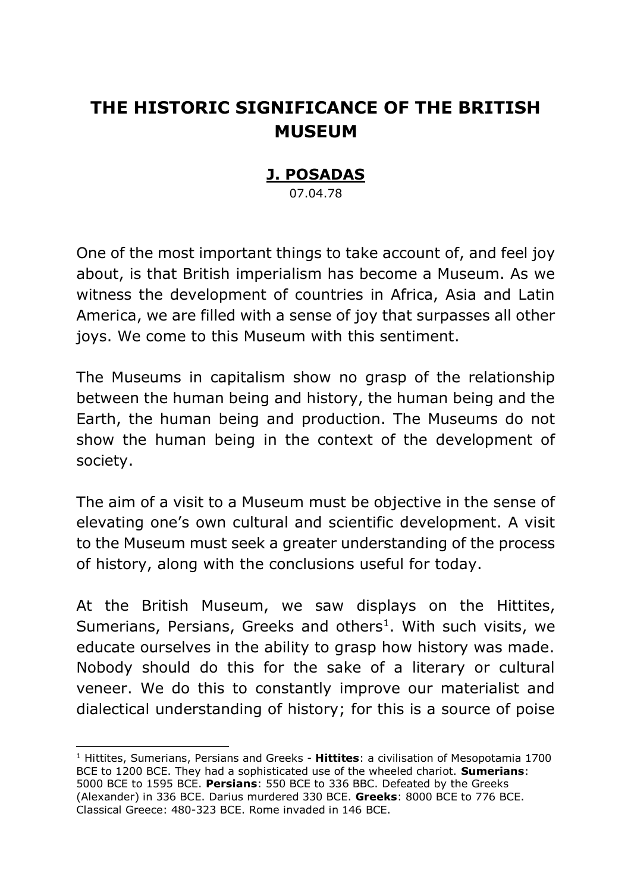# THE HISTORIC SIGNIFICANCE OF THE BRITISH MUSEUM

**J. POSADAS**

07.04.78

One of the most important things to take account of, and feel joy about, is that British imperialism has become a Museum. As we witness the development of countries in Africa, Asia and Latin America, we are filled with a sense of joy that surpasses all other joys. We come to this Museum with this sentiment.

The Museums in capitalism show no grasp of the relationship between the human being and history, the human being and the Earth, the human being and production. The Museums do not show the human being in the context of the development of society.

The aim of a visit to a Museum must be objective in the sense of elevating one's own cultural and scientific development. A visit to the Museum must seek a greater understanding of the process of history, along with the conclusions useful for today.

At the British Museum, we saw displays on the Hittites, Sumerians, Persians, Greeks and others[1]. With such visits, we educate ourselves in the ability to grasp how history was made. Nobody should do this for the sake of a literary or cultural veneer. We do this to constantly improve our materialist and dialectical understanding of history; for this is a source of poise

[1] Hittites, Sumerians, Persians and Greeks - **Hittites**: a civilisation of Mesopotamia 1700 BCE to 1200 BCE. They had a sophisticated use of the wheeled chariot. **Sumerians**: 5000 BCE to 1595 BCE. **Persians**: 550 BCE to 336 BBC. Defeated by the Greeks (Alexander) in 336 BCE. Darius murdered 330 BCE. **Greeks**: 8000 BCE to 776 BCE. Classical Greece: 480-323 BCE. Rome invaded in 146 BCE.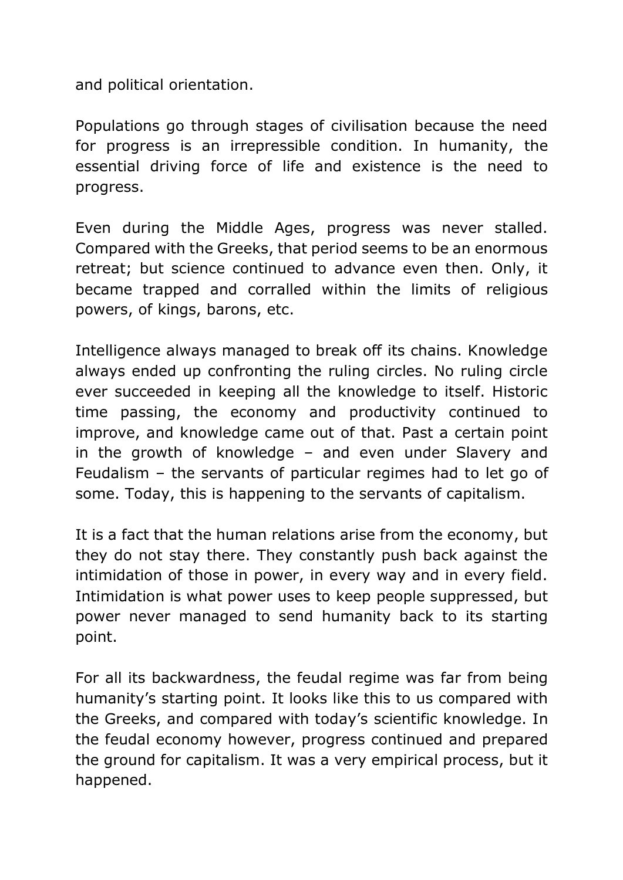and political orientation.

Populations go through stages of civilisation because the need for progress is an irrepressible condition. In humanity, the essential driving force of life and existence is the need to progress.

Even during the Middle Ages, progress was never stalled. Compared with the Greeks, that period seems to be an enormous retreat; but science continued to advance even then. Only, it became trapped and corralled within the limits of religious powers, of kings, barons, etc.

Intelligence always managed to break off its chains. Knowledge always ended up confronting the ruling circles. No ruling circle ever succeeded in keeping all the knowledge to itself. Historic time passing, the economy and productivity continued to improve, and knowledge came out of that. Past a certain point in the growth of knowledge – and even under Slavery and Feudalism – the servants of particular regimes had to let go of some. Today, this is happening to the servants of capitalism.

It is a fact that the human relations arise from the economy, but they do not stay there. They constantly push back against the intimidation of those in power, in every way and in every field. Intimidation is what power uses to keep people suppressed, but power never managed to send humanity back to its starting point.

For all its backwardness, the feudal regime was far from being humanity's starting point. It looks like this to us compared with the Greeks, and compared with today's scientific knowledge. In the feudal economy however, progress continued and prepared the ground for capitalism. It was a very empirical process, but it happened.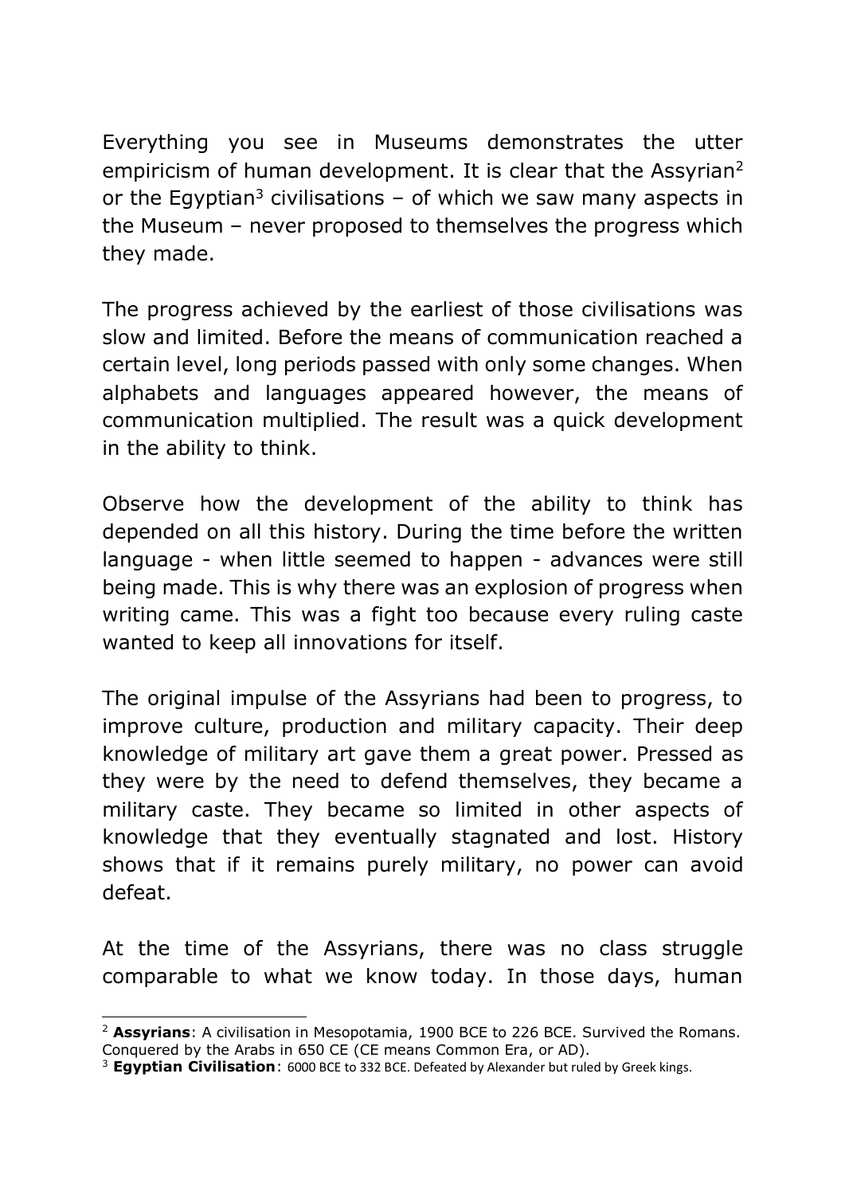Everything you see in Museums demonstrates the utter empiricism of human development. It is clear that the Assyrian[2] or the Egyptian[3] civilisations – of which we saw many aspects in the Museum – never proposed to themselves the progress which they made.

The progress achieved by the earliest of those civilisations was slow and limited. Before the means of communication reached a certain level, long periods passed with only some changes. When alphabets and languages appeared however, the means of communication multiplied. The result was a quick development in the ability to think.

Observe how the development of the ability to think has depended on all this history. During the time before the written language - when little seemed to happen - advances were still being made. This is why there was an explosion of progress when writing came. This was a fight too because every ruling caste wanted to keep all innovations for itself.

The original impulse of the Assyrians had been to progress, to improve culture, production and military capacity. Their deep knowledge of military art gave them a great power. Pressed as they were by the need to defend themselves, they became a military caste. They became so limited in other aspects of knowledge that they eventually stagnated and lost. History shows that if it remains purely military, no power can avoid defeat.

At the time of the Assyrians, there was no class struggle comparable to what we know today. In those days, human

---

[2] **Assyrians**: A civilisation in Mesopotamia, 1900 BCE to 226 BCE. Survived the Romans. Conquered by the Arabs in 650 CE (CE means Common Era, or AD).

[3] **Egyptian Civilisation**: 6000 BCE to 332 BCE. Defeated by Alexander but ruled by Greek kings.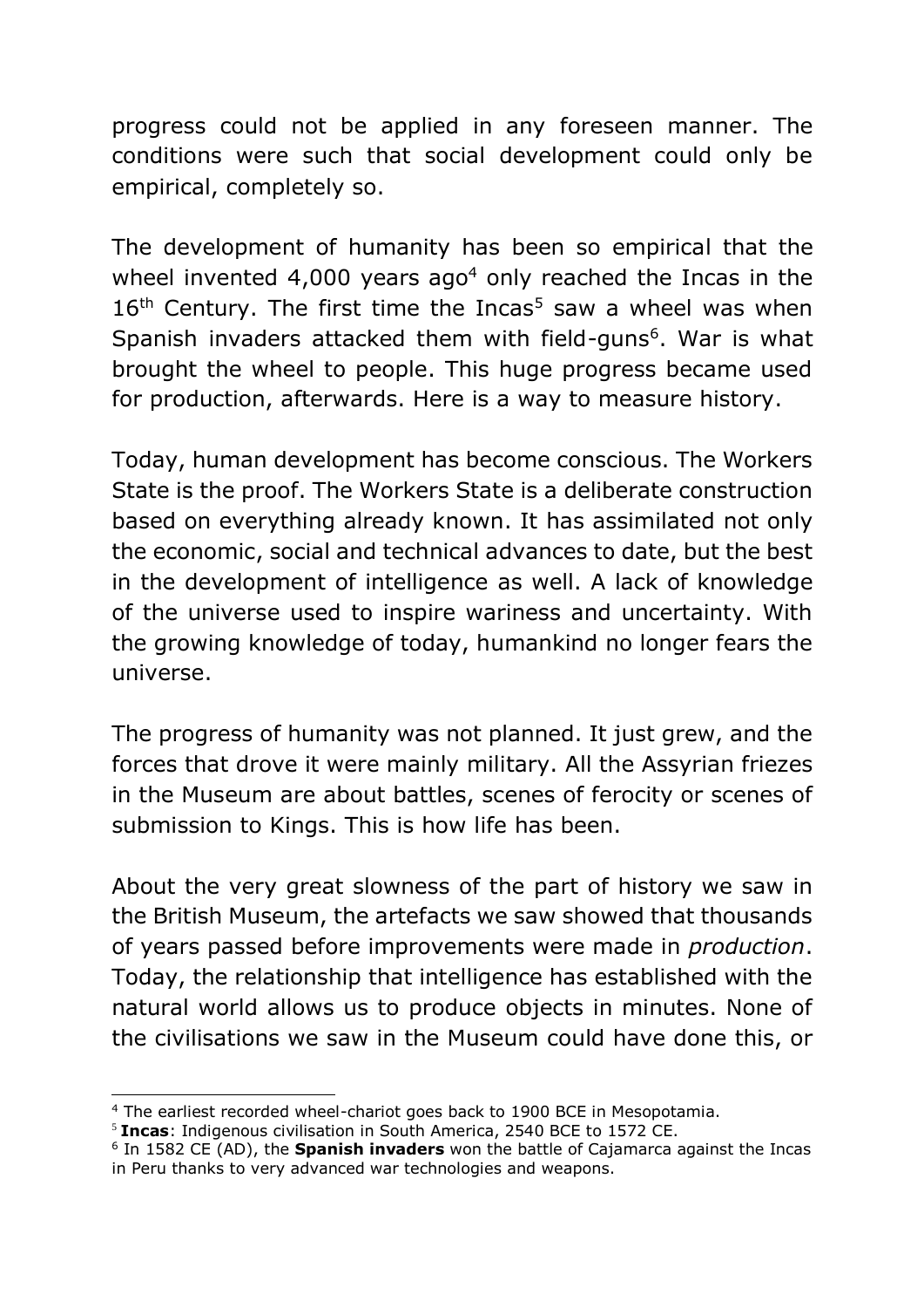progress could not be applied in any foreseen manner. The conditions were such that social development could only be empirical, completely so.

The development of humanity has been so empirical that the wheel invented 4,000 years ago[4] only reached the Incas in the 16th Century. The first time the Incas[5] saw a wheel was when Spanish invaders attacked them with field-guns[6]. War is what brought the wheel to people. This huge progress became used for production, afterwards. Here is a way to measure history.

Today, human development has become conscious. The Workers State is the proof. The Workers State is a deliberate construction based on everything already known. It has assimilated not only the economic, social and technical advances to date, but the best in the development of intelligence as well. A lack of knowledge of the universe used to inspire wariness and uncertainty. With the growing knowledge of today, humankind no longer fears the universe.

The progress of humanity was not planned. It just grew, and the forces that drove it were mainly military. All the Assyrian friezes in the Museum are about battles, scenes of ferocity or scenes of submission to Kings. This is how life has been.

About the very great slowness of the part of history we saw in the British Museum, the artefacts we saw showed that thousands of years passed before improvements were made in *production*. Today, the relationship that intelligence has established with the natural world allows us to produce objects in minutes. None of the civilisations we saw in the Museum could have done this, or

---

[4] The earliest recorded wheel-chariot goes back to 1900 BCE in Mesopotamia.

[5] **Incas**: Indigenous civilisation in South America, 2540 BCE to 1572 CE.

[6] In 1582 CE (AD), the **Spanish invaders** won the battle of Cajamarca against the Incas in Peru thanks to very advanced war technologies and weapons.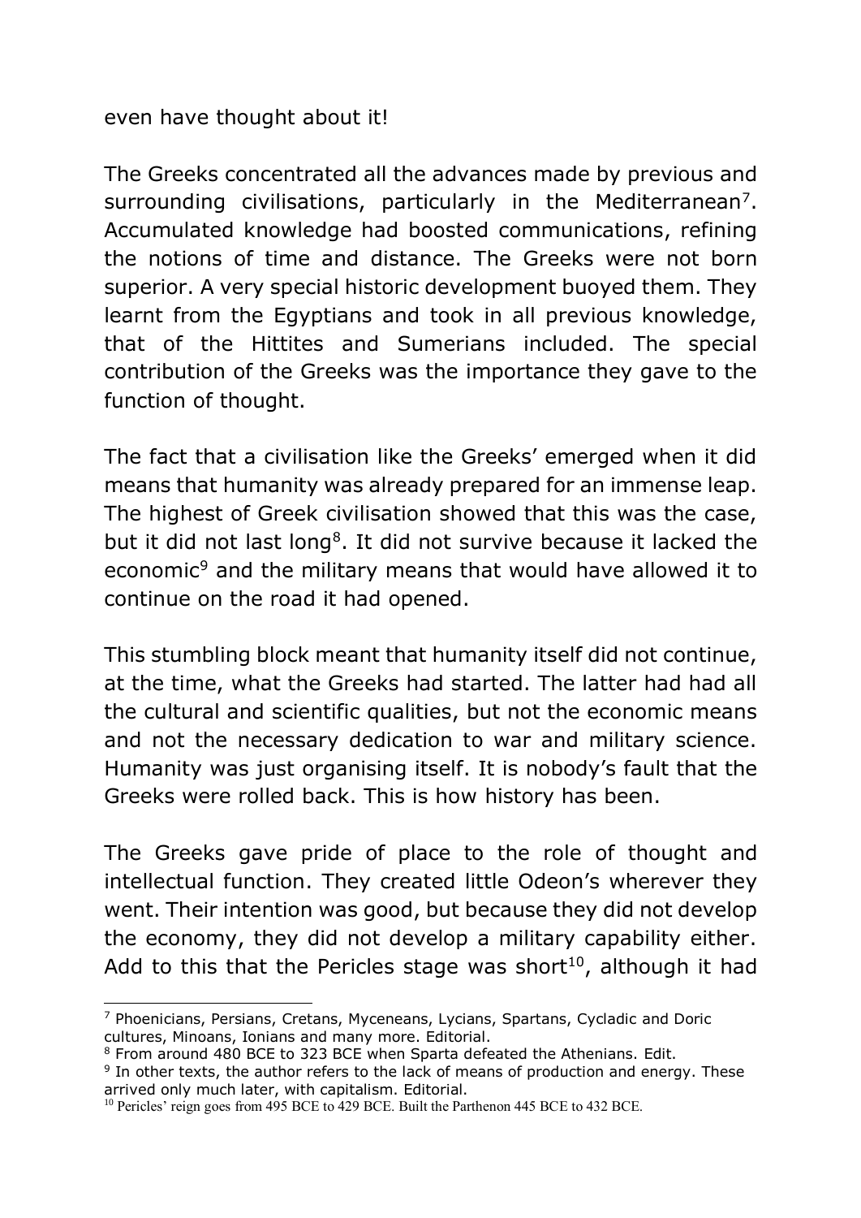even have thought about it!

The Greeks concentrated all the advances made by previous and surrounding civilisations, particularly in the Mediterranean[7]. Accumulated knowledge had boosted communications, refining the notions of time and distance. The Greeks were not born superior. A very special historic development buoyed them. They learnt from the Egyptians and took in all previous knowledge, that of the Hittites and Sumerians included. The special contribution of the Greeks was the importance they gave to the function of thought.

The fact that a civilisation like the Greeks' emerged when it did means that humanity was already prepared for an immense leap. The highest of Greek civilisation showed that this was the case, but it did not last long[8]. It did not survive because it lacked the economic[9] and the military means that would have allowed it to continue on the road it had opened.

This stumbling block meant that humanity itself did not continue, at the time, what the Greeks had started. The latter had had all the cultural and scientific qualities, but not the economic means and not the necessary dedication to war and military science. Humanity was just organising itself. It is nobody's fault that the Greeks were rolled back. This is how history has been.

The Greeks gave pride of place to the role of thought and intellectual function. They created little Odeon's wherever they went. Their intention was good, but because they did not develop the economy, they did not develop a military capability either. Add to this that the Pericles stage was short[10], although it had

---

[7] Phoenicians, Persians, Cretans, Myceneans, Lycians, Spartans, Cycladic and Doric cultures, Minoans, Ionians and many more. Editorial.

[8] From around 480 BCE to 323 BCE when Sparta defeated the Athenians. Edit.

[9] In other texts, the author refers to the lack of means of production and energy. These arrived only much later, with capitalism. Editorial.

[10] Pericles' reign goes from 495 BCE to 429 BCE. Built the Parthenon 445 BCE to 432 BCE.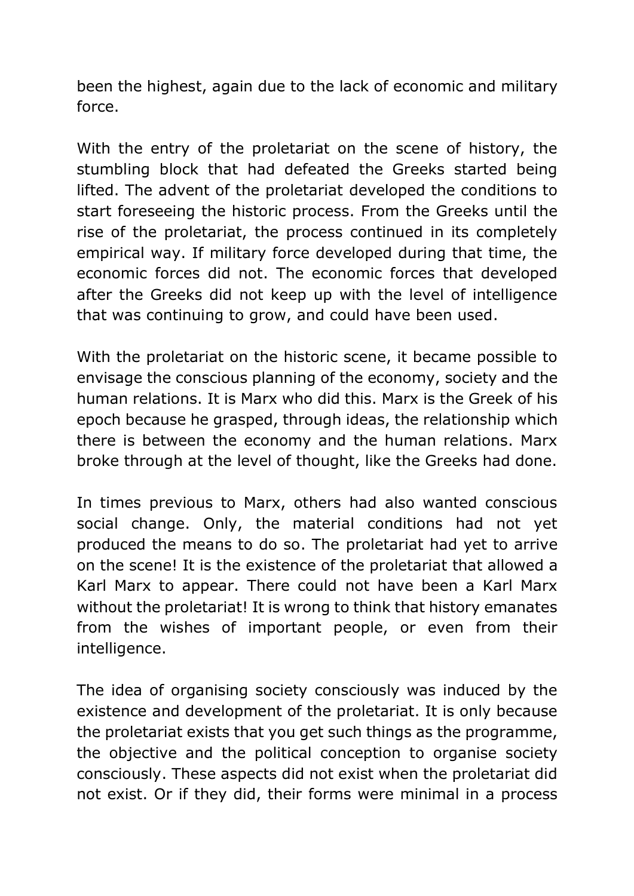been the highest, again due to the lack of economic and military force.

With the entry of the proletariat on the scene of history, the stumbling block that had defeated the Greeks started being lifted. The advent of the proletariat developed the conditions to start foreseeing the historic process. From the Greeks until the rise of the proletariat, the process continued in its completely empirical way. If military force developed during that time, the economic forces did not. The economic forces that developed after the Greeks did not keep up with the level of intelligence that was continuing to grow, and could have been used.

With the proletariat on the historic scene, it became possible to envisage the conscious planning of the economy, society and the human relations. It is Marx who did this. Marx is the Greek of his epoch because he grasped, through ideas, the relationship which there is between the economy and the human relations. Marx broke through at the level of thought, like the Greeks had done.

In times previous to Marx, others had also wanted conscious social change. Only, the material conditions had not yet produced the means to do so. The proletariat had yet to arrive on the scene! It is the existence of the proletariat that allowed a Karl Marx to appear. There could not have been a Karl Marx without the proletariat! It is wrong to think that history emanates from the wishes of important people, or even from their intelligence.

The idea of organising society consciously was induced by the existence and development of the proletariat. It is only because the proletariat exists that you get such things as the programme, the objective and the political conception to organise society consciously. These aspects did not exist when the proletariat did not exist. Or if they did, their forms were minimal in a process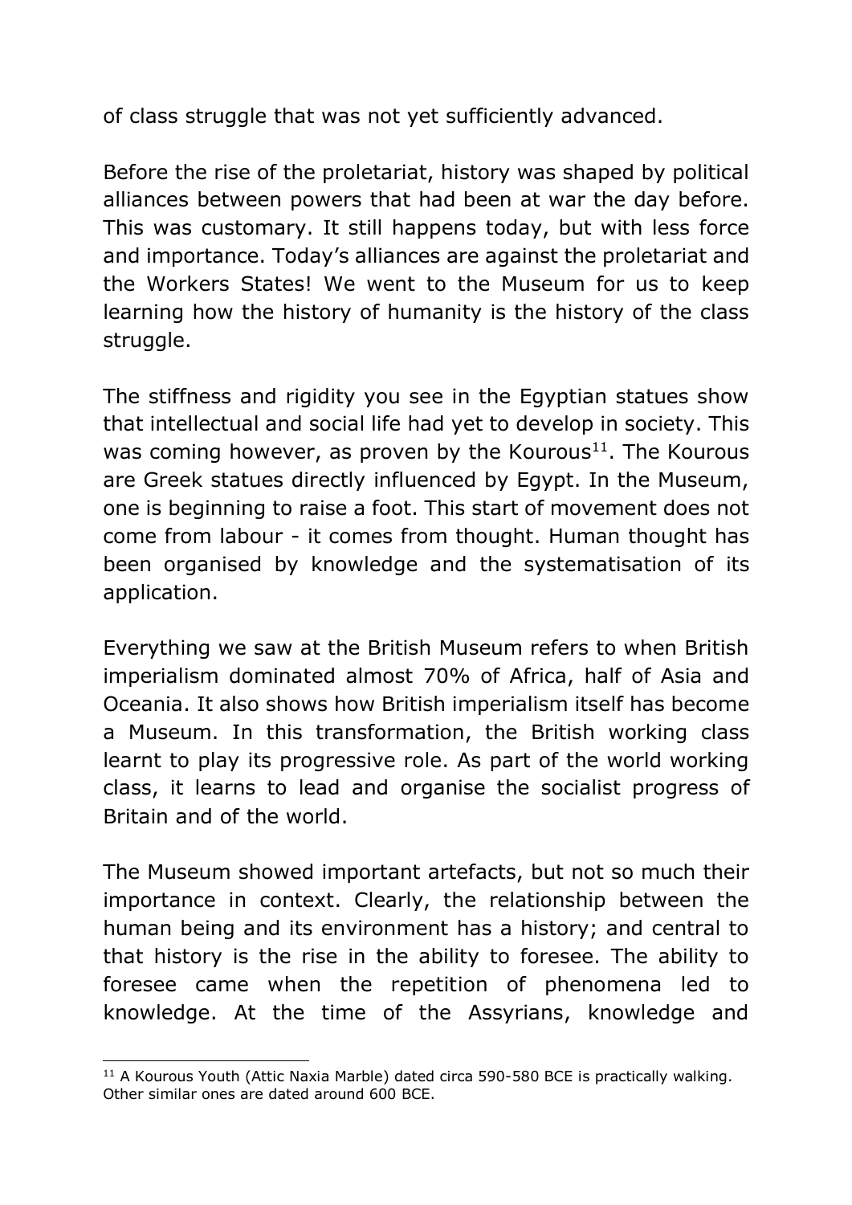of class struggle that was not yet sufficiently advanced.

Before the rise of the proletariat, history was shaped by political alliances between powers that had been at war the day before. This was customary. It still happens today, but with less force and importance. Today's alliances are against the proletariat and the Workers States! We went to the Museum for us to keep learning how the history of humanity is the history of the class struggle.

The stiffness and rigidity you see in the Egyptian statues show that intellectual and social life had yet to develop in society. This was coming however, as proven by the Kourous[11]. The Kourous are Greek statues directly influenced by Egypt. In the Museum, one is beginning to raise a foot. This start of movement does not come from labour - it comes from thought. Human thought has been organised by knowledge and the systematisation of its application.

Everything we saw at the British Museum refers to when British imperialism dominated almost 70% of Africa, half of Asia and Oceania. It also shows how British imperialism itself has become a Museum. In this transformation, the British working class learnt to play its progressive role. As part of the world working class, it learns to lead and organise the socialist progress of Britain and of the world.

The Museum showed important artefacts, but not so much their importance in context. Clearly, the relationship between the human being and its environment has a history; and central to that history is the rise in the ability to foresee. The ability to foresee came when the repetition of phenomena led to knowledge. At the time of the Assyrians, knowledge and

[11] A Kourous Youth (Attic Naxia Marble) dated circa 590-580 BCE is practically walking. Other similar ones are dated around 600 BCE.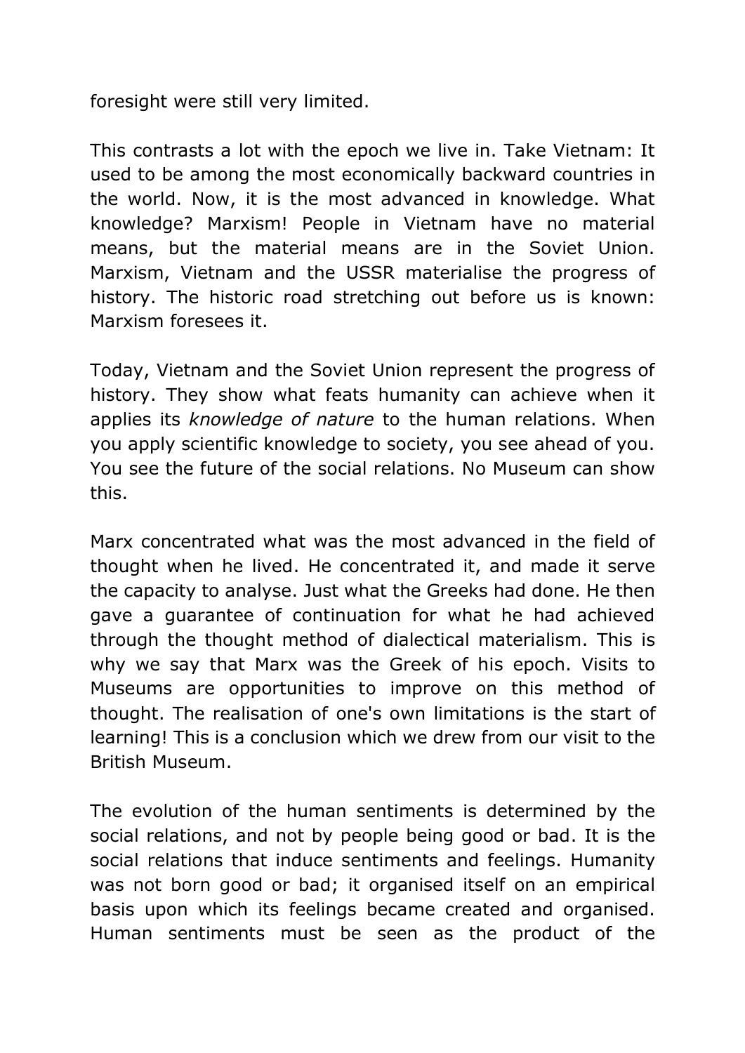foresight were still very limited.

This contrasts a lot with the epoch we live in. Take Vietnam: It used to be among the most economically backward countries in the world. Now, it is the most advanced in knowledge. What knowledge? Marxism! People in Vietnam have no material means, but the material means are in the Soviet Union. Marxism, Vietnam and the USSR materialise the progress of history. The historic road stretching out before us is known: Marxism foresees it.

Today, Vietnam and the Soviet Union represent the progress of history. They show what feats humanity can achieve when it applies its *knowledge of nature* to the human relations. When you apply scientific knowledge to society, you see ahead of you. You see the future of the social relations. No Museum can show this.

Marx concentrated what was the most advanced in the field of thought when he lived. He concentrated it, and made it serve the capacity to analyse. Just what the Greeks had done. He then gave a guarantee of continuation for what he had achieved through the thought method of dialectical materialism. This is why we say that Marx was the Greek of his epoch. Visits to Museums are opportunities to improve on this method of thought. The realisation of one's own limitations is the start of learning! This is a conclusion which we drew from our visit to the British Museum.

The evolution of the human sentiments is determined by the social relations, and not by people being good or bad. It is the social relations that induce sentiments and feelings. Humanity was not born good or bad; it organised itself on an empirical basis upon which its feelings became created and organised. Human sentiments must be seen as the product of the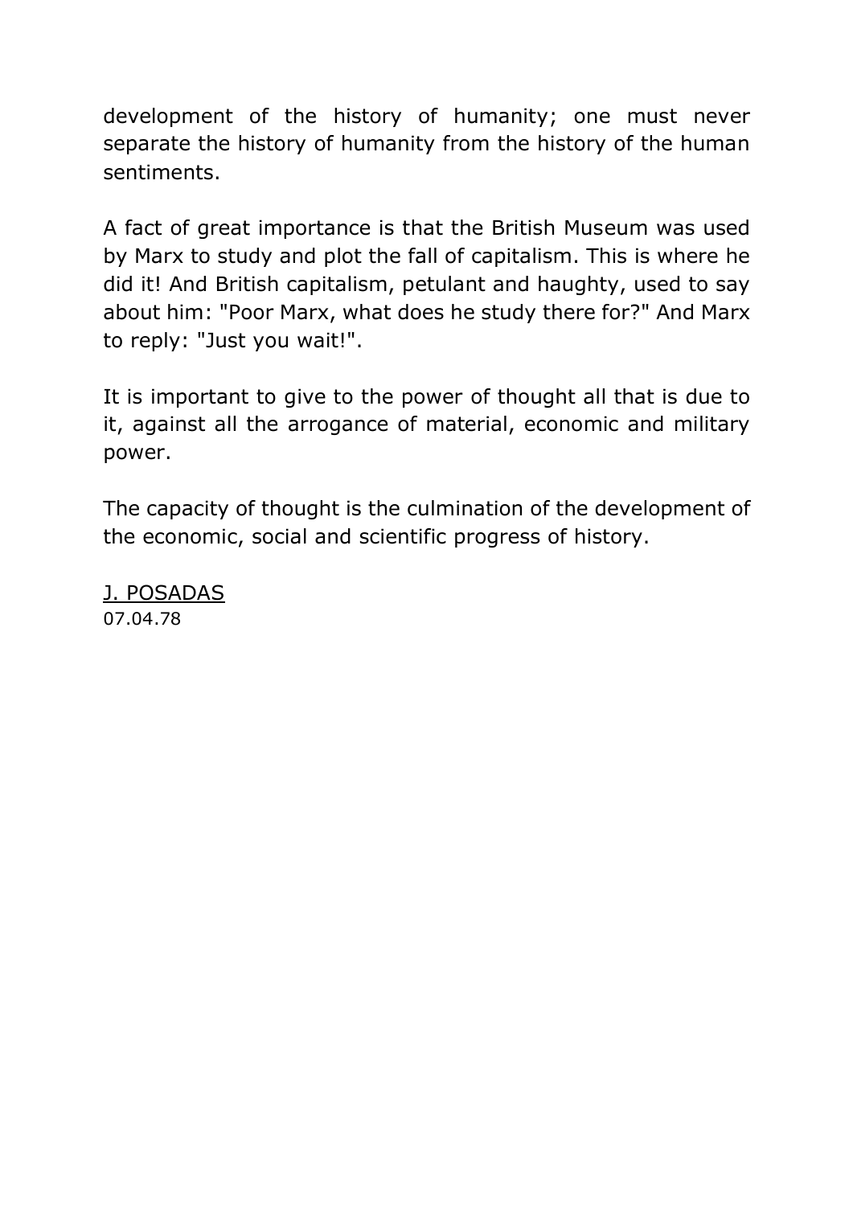development of the history of humanity; one must never separate the history of humanity from the history of the human sentiments.

A fact of great importance is that the British Museum was used by Marx to study and plot the fall of capitalism. This is where he did it! And British capitalism, petulant and haughty, used to say about him: "Poor Marx, what does he study there for?" And Marx to reply: "Just you wait!".

It is important to give to the power of thought all that is due to it, against all the arrogance of material, economic and military power.

The capacity of thought is the culmination of the development of the economic, social and scientific progress of history.

J. POSADAS
07.04.78